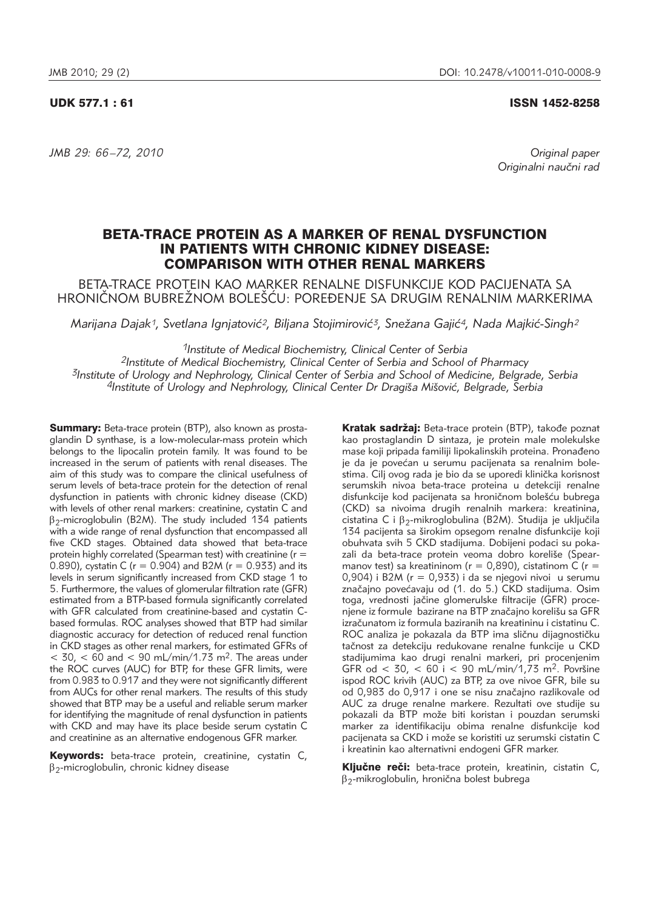UDK 577.1 : 61

ISSN 1452-8258

*Original paper*
*Originalni naučni rad*

# BETA-TRACE PROTEIN AS A MARKER OF RENAL DYSFUNCTION IN PATIENTS WITH CHRONIC KIDNEY DISEASE: COMPARISON WITH OTHER RENAL MARKERS

## BETA-TRACE PROTEIN KAO MARKER RENALNE DISFUNKCIJE KOD PACIJENATA SA HRONIČNOM BUBREŽNOM BOLEŠĆU: POREĐENJE SA DRUGIM RENALNIM MARKERIMA

*Marijana Dajak[1], Svetlana Ignjatović[2], Biljana Stojimirović[3], Snežana Gajić[4], Nada Majkić-Singh[2]*

[1]*Institute of Medical Biochemistry, Clinical Center of Serbia*
[2]*Institute of Medical Biochemistry, Clinical Center of Serbia and School of Pharmacy*
[3]*Institute of Urology and Nephrology, Clinical Center of Serbia and School of Medicine, Belgrade, Serbia*
[4]*Institute of Urology and Nephrology, Clinical Center Dr Dragiša Mišović, Belgrade, Serbia*

**Summary:** Beta-trace protein (BTP), also known as prostaglandin D synthase, is a low-molecular-mass protein which belongs to the lipocalin protein family. It was found to be increased in the serum of patients with renal diseases. The aim of this study was to compare the clinical usefulness of serum levels of beta-trace protein for the detection of renal dysfunction in patients with chronic kidney disease (CKD) with levels of other renal markers: creatinine, cystatin C and $\beta_2$-microglobulin (B2M). The study included 134 patients with a wide range of renal dysfunction that encompassed all five CKD stages. Obtained data showed that beta-trace protein highly correlated (Spearman test) with creatinine ($r = 0.890$), cystatin C ($r = 0.904$) and B2M ($r = 0.933$) and its levels in serum significantly increased from CKD stage 1 to 5. Furthermore, the values of glomerular filtration rate (GFR) estimated from a BTP-based formula significantly correlated with GFR calculated from creatinine-based and cystatin C-based formulas. ROC analyses showed that BTP had similar diagnostic accuracy for detection of reduced renal function in CKD stages as other renal markers, for estimated GFRs of $< 30$, $< 60$ and $< 90$ mL/min/1.73 m$^2$. The areas under the ROC curves (AUC) for BTP, for these GFR limits, were from 0.983 to 0.917 and they were not significantly different from AUCs for other renal markers. The results of this study showed that BTP may be a useful and reliable serum marker for identifying the magnitude of renal dysfunction in patients with CKD and may have its place beside serum cystatin C and creatinine as an alternative endogenous GFR marker.

**Keywords:** beta-trace protein, creatinine, cystatin C, $\beta_2$-microglobulin, chronic kidney disease

**Kratak sadržaj:** Beta-trace protein (BTP), takođe poznat kao prostaglandin D sintaza, je protein male molekulske mase koji pripada familiji lipokalinskih proteina. Pronađeno je da je povećan u serumu pacijenata sa renalnim bolestima. Cilj ovog rada je bio da se uporedi klinička korisnost serumskih nivoa beta-trace proteina u detekciji renalne disfunkcije kod pacijenata sa hroničnom bolešću bubrega (CKD) sa nivoima drugih renalnih markera: kreatinina, cistatina C i $\beta_2$-mikroglobulina (B2M). Studija je uključila 134 pacijenta sa širokim opsegom renalne disfunkcije koji obuhvata svih 5 CKD stadijuma. Dobijeni podaci su pokazali da beta-trace protein veoma dobro koreliše (Spearmanov test) sa kreatininom ($r = 0,890$), cistatinom C ($r = 0,904$) i B2M ($r = 0,933$) i da se njegovi nivoi u serumu značajno povećavaju od (1. do 5.) CKD stadijuma. Osim toga, vrednosti jačine glomerulske filtracije (GFR) procenjene iz formule bazirane na BTP značajno korelišu sa GFR izračunatom iz formula baziranih na kreatininu i cistatinu C. ROC analiza je pokazala da BTP ima sličnu dijagnostičku tačnost za detekciju redukovane renalne funkcije u CKD stadijumima kao drugi renalni markeri, pri procenjenim GFR od $< 30$, $< 60$ i $< 90$ mL/min/1,73 m$^2$. Površine ispod ROC krivih (AUC) za BTP, za ove nivoe GFR, bile su od 0,983 do 0,917 i one se nisu značajno razlikovale od AUC za druge renalne markere. Rezultati ove studije su pokazali da BTP može biti koristan i pouzdan serumski marker za identifikaciju obima renalne disfunkcije kod pacijenata sa CKD i može se koristiti uz serumski cistatin C i kreatinin kao alternativni endogeni GFR marker.

**Ključne reči:** beta-trace protein, kreatinin, cistatin C, $\beta_2$-mikroglobulin, hronična bolest bubrega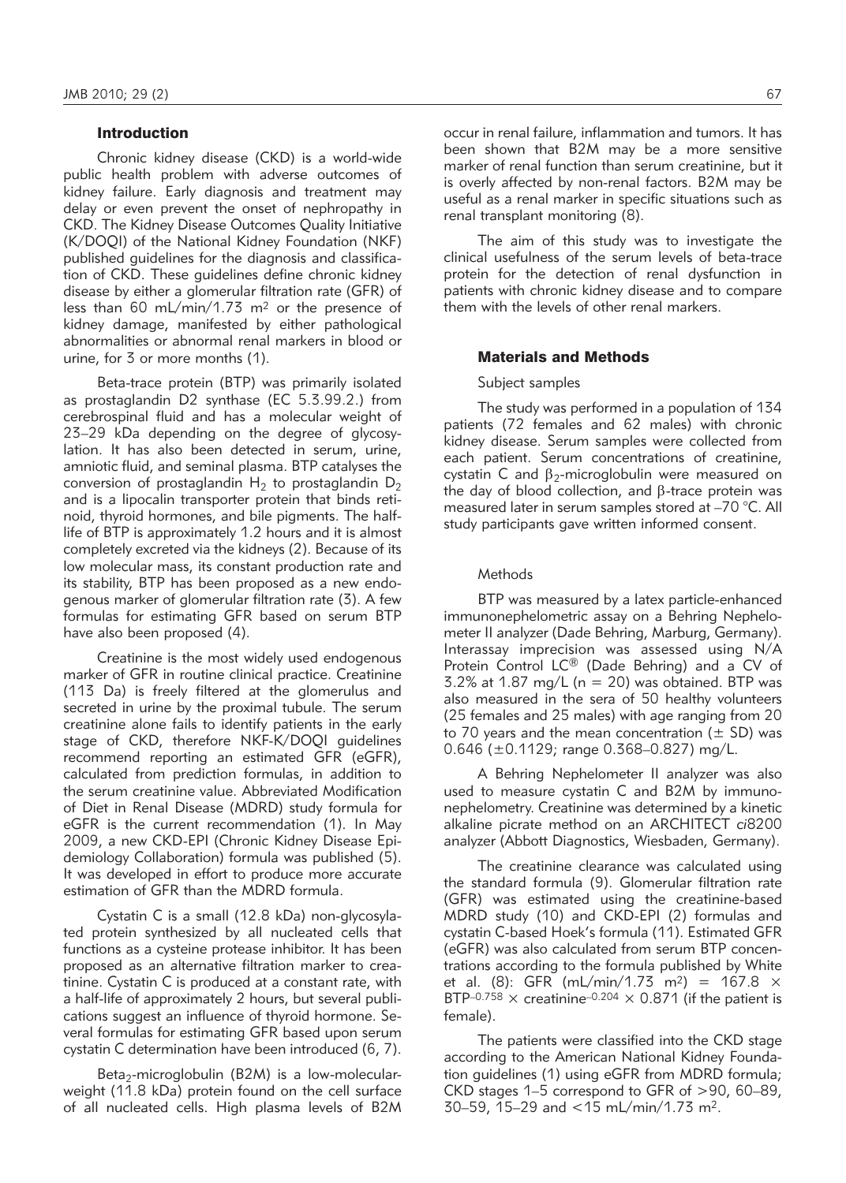## Introduction

Chronic kidney disease (CKD) is a world-wide public health problem with adverse outcomes of kidney failure. Early diagnosis and treatment may delay or even prevent the onset of nephropathy in CKD. The Kidney Disease Outcomes Quality Initiative (K/DOQI) of the National Kidney Foundation (NKF) published guidelines for the diagnosis and classification of CKD. These guidelines define chronic kidney disease by either a glomerular filtration rate (GFR) of less than 60 mL/min/1.73 $m^2$ or the presence of kidney damage, manifested by either pathological abnormalities or abnormal renal markers in blood or urine, for 3 or more months (1).

Beta-trace protein (BTP) was primarily isolated as prostaglandin D2 synthase (EC 5.3.99.2.) from cerebrospinal fluid and has a molecular weight of 23–29 kDa depending on the degree of glycosylation. It has also been detected in serum, urine, amniotic fluid, and seminal plasma. BTP catalyses the conversion of prostaglandin $H_2$ to prostaglandin $D_2$ and is a lipocalin transporter protein that binds retinoid, thyroid hormones, and bile pigments. The half-life of BTP is approximately 1.2 hours and it is almost completely excreted via the kidneys (2). Because of its low molecular mass, its constant production rate and its stability, BTP has been proposed as a new endogenous marker of glomerular filtration rate (3). A few formulas for estimating GFR based on serum BTP have also been proposed (4).

Creatinine is the most widely used endogenous marker of GFR in routine clinical practice. Creatinine (113 Da) is freely filtered at the glomerulus and secreted in urine by the proximal tubule. The serum creatinine alone fails to identify patients in the early stage of CKD, therefore NKF-K/DOQI guidelines recommend reporting an estimated GFR (eGFR), calculated from prediction formulas, in addition to the serum creatinine value. Abbreviated Modification of Diet in Renal Disease (MDRD) study formula for eGFR is the current recommendation (1). In May 2009, a new CKD-EPI (Chronic Kidney Disease Epidemiology Collaboration) formula was published (5). It was developed in effort to produce more accurate estimation of GFR than the MDRD formula.

Cystatin C is a small (12.8 kDa) non-glycosylated protein synthesized by all nucleated cells that functions as a cysteine protease inhibitor. It has been proposed as an alternative filtration marker to creatinine. Cystatin C is produced at a constant rate, with a half-life of approximately 2 hours, but several publications suggest an influence of thyroid hormone. Several formulas for estimating GFR based upon serum cystatin C determination have been introduced (6, 7).

Beta$_2$-microglobulin (B2M) is a low-molecular-weight (11.8 kDa) protein found on the cell surface of all nucleated cells. High plasma levels of B2M occur in renal failure, inflammation and tumors. It has been shown that B2M may be a more sensitive marker of renal function than serum creatinine, but it is overly affected by non-renal factors. B2M may be useful as a renal marker in specific situations such as renal transplant monitoring (8).

The aim of this study was to investigate the clinical usefulness of the serum levels of beta-trace protein for the detection of renal dysfunction in patients with chronic kidney disease and to compare them with the levels of other renal markers.

## Materials and Methods

### Subject samples

The study was performed in a population of 134 patients (72 females and 62 males) with chronic kidney disease. Serum samples were collected from each patient. Serum concentrations of creatinine, cystatin C and $\beta_2$-microglobulin were measured on the day of blood collection, and $\beta$-trace protein was measured later in serum samples stored at –70 °C. All study participants gave written informed consent.

### Methods

BTP was measured by a latex particle-enhanced immunonephelometric assay on a Behring Nephelometer II analyzer (Dade Behring, Marburg, Germany). Interassay imprecision was assessed using N/A Protein Control LC® (Dade Behring) and a CV of 3.2% at 1.87 mg/L (n = 20) was obtained. BTP was also measured in the sera of 50 healthy volunteers (25 females and 25 males) with age ranging from 20 to 70 years and the mean concentration (± SD) was 0.646 (±0.1129; range 0.368–0.827) mg/L.

A Behring Nephelometer II analyzer was also used to measure cystatin C and B2M by immunonephelometry. Creatinine was determined by a kinetic alkaline picrate method on an ARCHITECT *ci*8200 analyzer (Abbott Diagnostics, Wiesbaden, Germany).

The creatinine clearance was calculated using the standard formula (9). Glomerular filtration rate (GFR) was estimated using the creatinine-based MDRD study (10) and CKD-EPI (2) formulas and cystatin C-based Hoek's formula (11). Estimated GFR (eGFR) was also calculated from serum BTP concentrations according to the formula published by White et al. (8): GFR (mL/min/1.73 $m^2$) = 167.8 $\times$ BTP$^{-0.758}$ $\times$ creatinine$^{-0.204}$ $\times$ 0.871 (if the patient is female).

The patients were classified into the CKD stage according to the American National Kidney Foundation guidelines (1) using eGFR from MDRD formula; CKD stages 1–5 correspond to GFR of >90, 60–89, 30–59, 15–29 and <15 mL/min/1.73 $m^2$.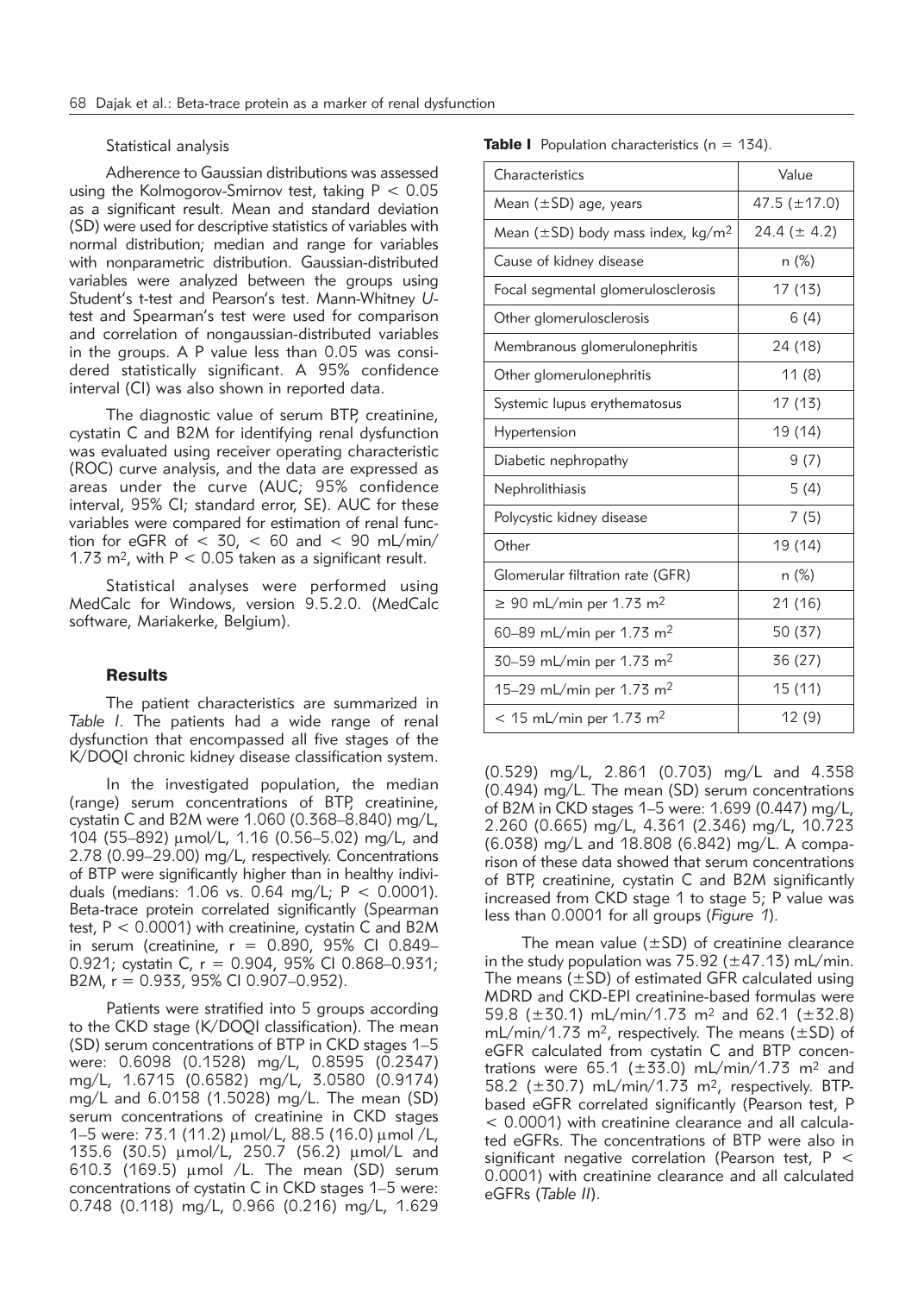Statistical analysis

Adherence to Gaussian distributions was assessed using the Kolmogorov-Smirnov test, taking $P < 0.05$ as a significant result. Mean and standard deviation (SD) were used for descriptive statistics of variables with normal distribution; median and range for variables with nonparametric distribution. Gaussian-distributed variables were analyzed between the groups using Student's t-test and Pearson's test. Mann-Whitney *U*-test and Spearman's test were used for comparison and correlation of nongaussian-distributed variables in the groups. A P value less than 0.05 was considered statistically significant. A 95% confidence interval (CI) was also shown in reported data.

The diagnostic value of serum BTP, creatinine, cystatin C and B2M for identifying renal dysfunction was evaluated using receiver operating characteristic (ROC) curve analysis, and the data are expressed as areas under the curve (AUC; 95% confidence interval, 95% CI; standard error, SE). AUC for these variables were compared for estimation of renal function for eGFR of < 30, < 60 and < 90 mL/min/1.73 $m^2$, with $P < 0.05$ taken as a significant result.

Statistical analyses were performed using MedCalc for Windows, version 9.5.2.0. (MedCalc software, Mariakerke, Belgium).

## Results

The patient characteristics are summarized in *Table I*. The patients had a wide range of renal dysfunction that encompassed all five stages of the K/DOQI chronic kidney disease classification system.

In the investigated population, the median (range) serum concentrations of BTP, creatinine, cystatin C and B2M were 1.060 (0.368–8.840) mg/L, 104 (55–892) μmol/L, 1.16 (0.56–5.02) mg/L, and 2.78 (0.99–29.00) mg/L, respectively. Concentrations of BTP were significantly higher than in healthy individuals (medians: 1.06 vs. 0.64 mg/L; $P < 0.0001$). Beta-trace protein correlated significantly (Spearman test, $P < 0.0001$) with creatinine, cystatin C and B2M in serum (creatinine, $r = 0.890$, 95% CI 0.849–0.921; cystatin C, $r = 0.904$, 95% CI 0.868–0.931; B2M, $r = 0.933$, 95% CI 0.907–0.952).

Patients were stratified into 5 groups according to the CKD stage (K/DOQI classification). The mean (SD) serum concentrations of BTP in CKD stages 1–5 were: 0.6098 (0.1528) mg/L, 0.8595 (0.2347) mg/L, 1.6715 (0.6582) mg/L, 3.0580 (0.9174) mg/L and 6.0158 (1.5028) mg/L. The mean (SD) serum concentrations of creatinine in CKD stages 1–5 were: 73.1 (11.2) μmol/L, 88.5 (16.0) μmol /L, 135.6 (30.5) μmol/L, 250.7 (56.2) μmol/L and 610.3 (169.5) μmol /L. The mean (SD) serum concentrations of cystatin C in CKD stages 1–5 were: 0.748 (0.118) mg/L, 0.966 (0.216) mg/L, 1.629 (0.529) mg/L, 2.861 (0.703) mg/L and 4.358 (0.494) mg/L. The mean (SD) serum concentrations of B2M in CKD stages 1–5 were: 1.699 (0.447) mg/L, 2.260 (0.665) mg/L, 4.361 (2.346) mg/L, 10.723 (6.038) mg/L and 18.808 (6.842) mg/L. A comparison of these data showed that serum concentrations of BTP, creatinine, cystatin C and B2M significantly increased from CKD stage 1 to stage 5; P value was less than 0.0001 for all groups (*Figure 1*).

**Table I** Population characteristics (n = 134).

| Characteristics | Value |
|---|---|
| Mean (±SD) age, years | 47.5 (±17.0) |
| Mean (±SD) body mass index, kg/$m^2$ | 24.4 (± 4.2) |
| Cause of kidney disease | n (%) |
| Focal segmental glomerulosclerosis | 17 (13) |
| Other glomerulosclerosis | 6 (4) |
| Membranous glomerulonephritis | 24 (18) |
| Other glomerulonephritis | 11 (8) |
| Systemic lupus erythematosus | 17 (13) |
| Hypertension | 19 (14) |
| Diabetic nephropathy | 9 (7) |
| Nephrolithiasis | 5 (4) |
| Polycystic kidney disease | 7 (5) |
| Other | 19 (14) |
| Glomerular filtration rate (GFR) | n (%) |
| ≥ 90 mL/min per 1.73 $m^2$ | 21 (16) |
| 60–89 mL/min per 1.73 $m^2$ | 50 (37) |
| 30–59 mL/min per 1.73 $m^2$ | 36 (27) |
| 15–29 mL/min per 1.73 $m^2$ | 15 (11) |
| < 15 mL/min per 1.73 $m^2$ | 12 (9) |

The mean value (±SD) of creatinine clearance in the study population was 75.92 (±47.13) mL/min. The means (±SD) of estimated GFR calculated using MDRD and CKD-EPI creatinine-based formulas were 59.8 (±30.1) mL/min/1.73 $m^2$ and 62.1 (±32.8) mL/min/1.73 $m^2$, respectively. The means (±SD) of eGFR calculated from cystatin C and BTP concentrations were 65.1 (±33.0) mL/min/1.73 $m^2$ and 58.2 (±30.7) mL/min/1.73 $m^2$, respectively. BTP-based eGFR correlated significantly (Pearson test, $P < 0.0001$) with creatinine clearance and all calculated eGFRs. The concentrations of BTP were also in significant negative correlation (Pearson test, $P < 0.0001$) with creatinine clearance and all calculated eGFRs (*Table II*).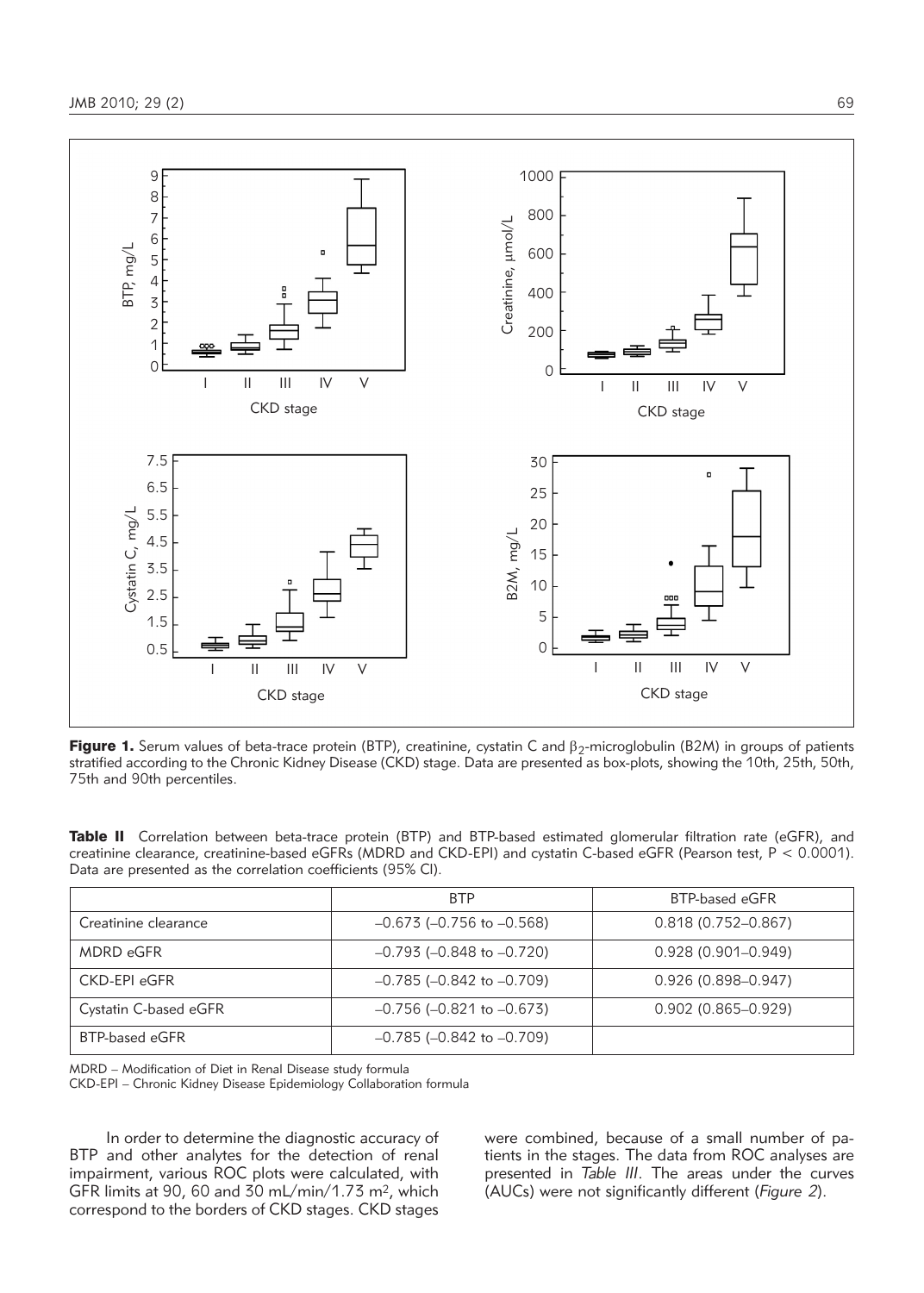**Figure 1.** Serum values of beta-trace protein (BTP), creatinine, cystatin C and $\beta_2$-microglobulin (B2M) in groups of patients stratified according to the Chronic Kidney Disease (CKD) stage. Data are presented as box-plots, showing the 10th, 25th, 50th, 75th and 90th percentiles.

**Table II** Correlation between beta-trace protein (BTP) and BTP-based estimated glomerular filtration rate (eGFR), and creatinine clearance, creatinine-based eGFRs (MDRD and CKD-EPI) and cystatin C-based eGFR (Pearson test, $P < 0.0001$). Data are presented as the correlation coefficients (95% CI).

| | BTP | BTP-based eGFR |
|---|---|---|
| Creatinine clearance | –0.673 (–0.756 to –0.568) | 0.818 (0.752–0.867) |
| MDRD eGFR | –0.793 (–0.848 to –0.720) | 0.928 (0.901–0.949) |
| CKD-EPI eGFR | –0.785 (–0.842 to –0.709) | 0.926 (0.898–0.947) |
| Cystatin C-based eGFR | –0.756 (–0.821 to –0.673) | 0.902 (0.865–0.929) |
| BTP-based eGFR | –0.785 (–0.842 to –0.709) | |

MDRD – Modification of Diet in Renal Disease study formula
CKD-EPI – Chronic Kidney Disease Epidemiology Collaboration formula

In order to determine the diagnostic accuracy of BTP and other analytes for the detection of renal impairment, various ROC plots were calculated, with GFR limits at 90, 60 and 30 mL/min/1.73 m$^2$, which correspond to the borders of CKD stages. CKD stages were combined, because of a small number of patients in the stages. The data from ROC analyses are presented in *Table III*. The areas under the curves (AUCs) were not significantly different (*Figure 2*).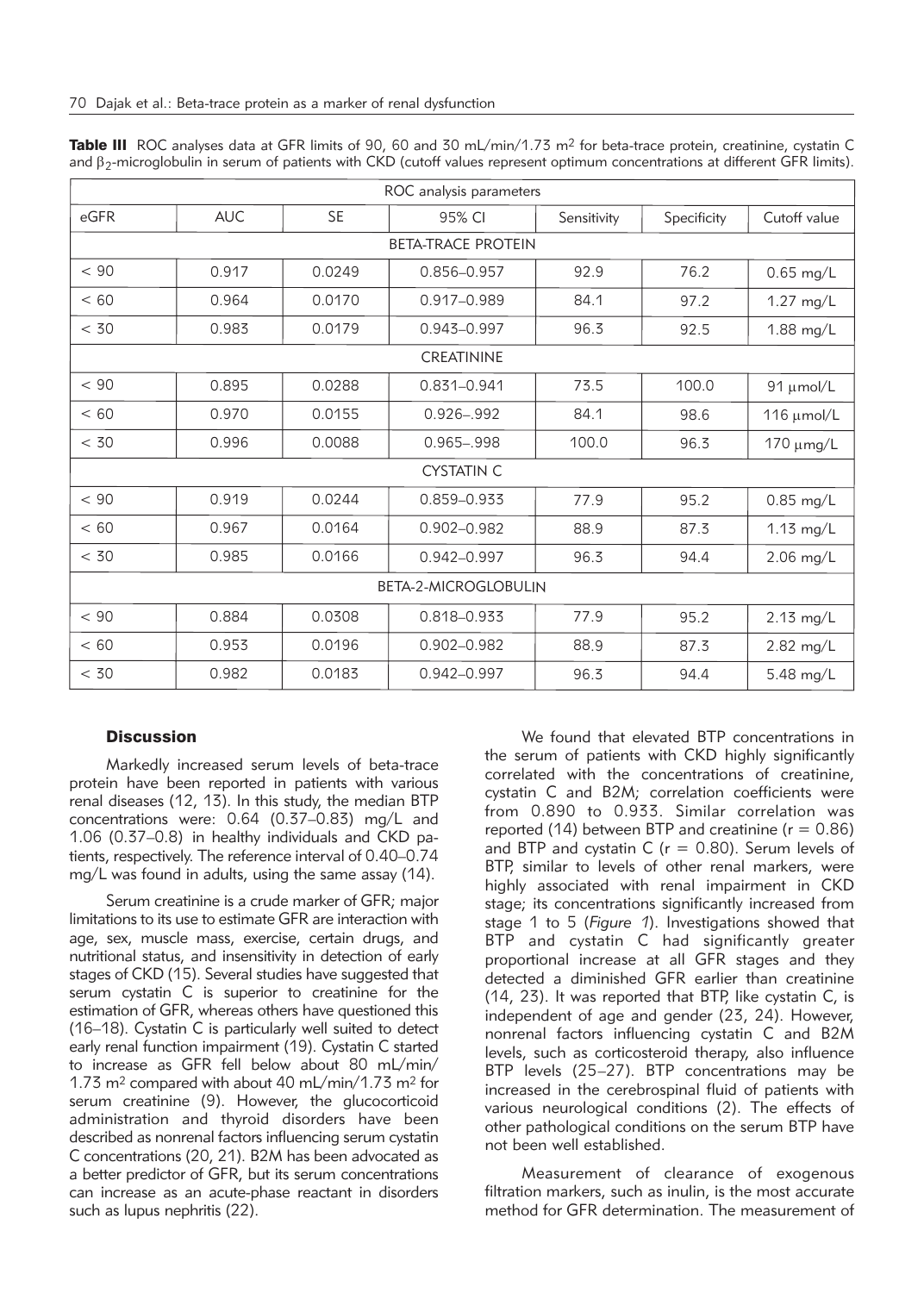**Table III** ROC analyses data at GFR limits of 90, 60 and 30 mL/min/1.73 m$^2$ for beta-trace protein, creatinine, cystatin C and $\beta_2$-microglobulin in serum of patients with CKD (cutoff values represent optimum concentrations at different GFR limits).

| ROC analysis parameters | | | | | | |
|---|---|---|---|---|---|---|
| eGFR | AUC | SE | 95% CI | Sensitivity | Specificity | Cutoff value |
| **BETA-TRACE PROTEIN** | | | | | | |
| < 90 | 0.917 | 0.0249 | 0.856–0.957 | 92.9 | 76.2 | 0.65 mg/L |
| < 60 | 0.964 | 0.0170 | 0.917–0.989 | 84.1 | 97.2 | 1.27 mg/L |
| < 30 | 0.983 | 0.0179 | 0.943–0.997 | 96.3 | 92.5 | 1.88 mg/L |
| **CREATININE** | | | | | | |
| < 90 | 0.895 | 0.0288 | 0.831–0.941 | 73.5 | 100.0 | 91 μmol/L |
| < 60 | 0.970 | 0.0155 | 0.926–.992 | 84.1 | 98.6 | 116 μmol/L |
| < 30 | 0.996 | 0.0088 | 0.965–.998 | 100.0 | 96.3 | 170 μmg/L |
| **CYSTATIN C** | | | | | | |
| < 90 | 0.919 | 0.0244 | 0.859–0.933 | 77.9 | 95.2 | 0.85 mg/L |
| < 60 | 0.967 | 0.0164 | 0.902–0.982 | 88.9 | 87.3 | 1.13 mg/L |
| < 30 | 0.985 | 0.0166 | 0.942–0.997 | 96.3 | 94.4 | 2.06 mg/L |
| **BETA-2-MICROGLOBULIN** | | | | | | |
| < 90 | 0.884 | 0.0308 | 0.818–0.933 | 77.9 | 95.2 | 2.13 mg/L |
| < 60 | 0.953 | 0.0196 | 0.902–0.982 | 88.9 | 87.3 | 2.82 mg/L |
| < 30 | 0.982 | 0.0183 | 0.942–0.997 | 96.3 | 94.4 | 5.48 mg/L |

## Discussion

Markedly increased serum levels of beta-trace protein have been reported in patients with various renal diseases (12, 13). In this study, the median BTP concentrations were: 0.64 (0.37–0.83) mg/L and 1.06 (0.37–0.8) in healthy individuals and CKD patients, respectively. The reference interval of 0.40–0.74 mg/L was found in adults, using the same assay (14).

Serum creatinine is a crude marker of GFR; major limitations to its use to estimate GFR are interaction with age, sex, muscle mass, exercise, certain drugs, and nutritional status, and insensitivity in detection of early stages of CKD (15). Several studies have suggested that serum cystatin C is superior to creatinine for the estimation of GFR, whereas others have questioned this (16–18). Cystatin C is particularly well suited to detect early renal function impairment (19). Cystatin C started to increase as GFR fell below about 80 mL/min/1.73 m$^2$ compared with about 40 mL/min/1.73 m$^2$ for serum creatinine (9). However, the glucocorticoid administration and thyroid disorders have been described as nonrenal factors influencing serum cystatin C concentrations (20, 21). B2M has been advocated as a better predictor of GFR, but its serum concentrations can increase as an acute-phase reactant in disorders such as lupus nephritis (22).

We found that elevated BTP concentrations in the serum of patients with CKD highly significantly correlated with the concentrations of creatinine, cystatin C and B2M; correlation coefficients were from 0.890 to 0.933. Similar correlation was reported (14) between BTP and creatinine ($r = 0.86$) and BTP and cystatin C ($r = 0.80$). Serum levels of BTP, similar to levels of other renal markers, were highly associated with renal impairment in CKD stage; its concentrations significantly increased from stage 1 to 5 (*Figure 1*). Investigations showed that BTP and cystatin C had significantly greater proportional increase at all GFR stages and they detected a diminished GFR earlier than creatinine (14, 23). It was reported that BTP, like cystatin C, is independent of age and gender (23, 24). However, nonrenal factors influencing cystatin C and B2M levels, such as corticosteroid therapy, also influence BTP levels (25–27). BTP concentrations may be increased in the cerebrospinal fluid of patients with various neurological conditions (2). The effects of other pathological conditions on the serum BTP have not been well established.

Measurement of clearance of exogenous filtration markers, such as inulin, is the most accurate method for GFR determination. The measurement of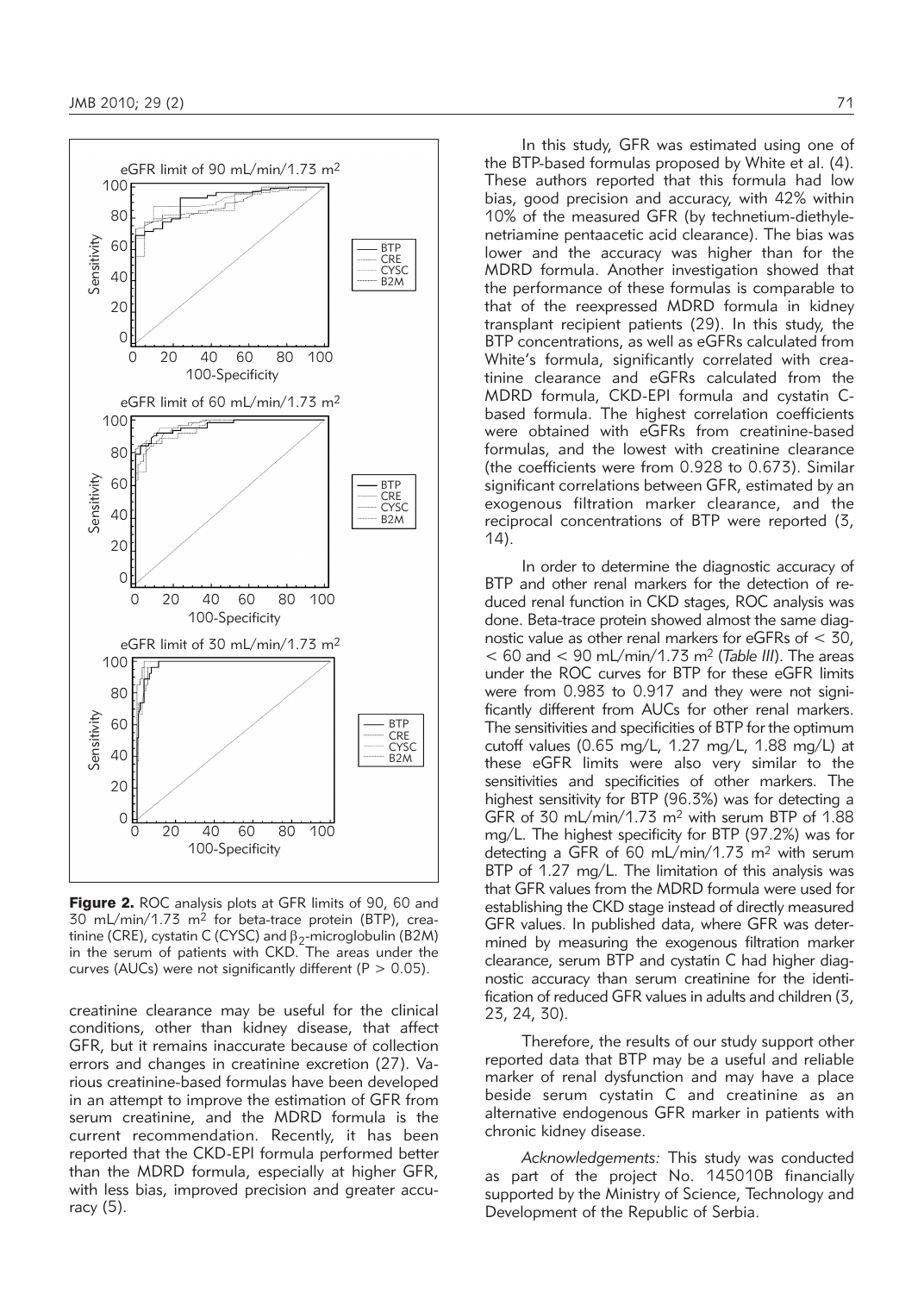Figure 2. ROC analysis plots at GFR limits of 90, 60 and 30 mL/min/1.73 m$^2$ for beta-trace protein (BTP), creatinine (CRE), cystatin C (CYSC) and $\beta_2$-microglobulin (B2M) in the serum of patients with CKD. The areas under the curves (AUCs) were not significantly different ($P > 0.05$).

creatinine clearance may be useful for the clinical conditions, other than kidney disease, that affect GFR, but it remains inaccurate because of collection errors and changes in creatinine excretion (27). Various creatinine-based formulas have been developed in an attempt to improve the estimation of GFR from serum creatinine, and the MDRD formula is the current recommendation. Recently, it has been reported that the CKD-EPI formula performed better than the MDRD formula, especially at higher GFR, with less bias, improved precision and greater accuracy (5).

In this study, GFR was estimated using one of the BTP-based formulas proposed by White et al. (4). These authors reported that this formula had low bias, good precision and accuracy, with 42% within 10% of the measured GFR (by technetium-diethylenetriamine pentaacetic acid clearance). The bias was lower and the accuracy was higher than for the MDRD formula. Another investigation showed that the performance of these formulas is comparable to that of the reexpressed MDRD formula in kidney transplant recipient patients (29). In this study, the BTP concentrations, as well as eGFRs calculated from White's formula, significantly correlated with creatinine clearance and eGFRs calculated from the MDRD formula, CKD-EPI formula and cystatin C-based formula. The highest correlation coefficients were obtained with eGFRs from creatinine-based formulas, and the lowest with creatinine clearance (the coefficients were from 0.928 to 0.673). Similar significant correlations between GFR, estimated by an exogenous filtration marker clearance, and the reciprocal concentrations of BTP were reported (3, 14).

In order to determine the diagnostic accuracy of BTP and other renal markers for the detection of reduced renal function in CKD stages, ROC analysis was done. Beta-trace protein showed almost the same diagnostic value as other renal markers for eGFRs of < 30, < 60 and < 90 mL/min/1.73 m$^2$ (*Table III*). The areas under the ROC curves for BTP for these eGFR limits were from 0.983 to 0.917 and they were not significantly different from AUCs for other renal markers. The sensitivities and specificities of BTP for the optimum cutoff values (0.65 mg/L, 1.27 mg/L, 1.88 mg/L) at these eGFR limits were also very similar to the sensitivities and specificities of other markers. The highest sensitivity for BTP (96.3%) was for detecting a GFR of 30 mL/min/1.73 m$^2$ with serum BTP of 1.88 mg/L. The highest specificity for BTP (97.2%) was for detecting a GFR of 60 mL/min/1.73 m$^2$ with serum BTP of 1.27 mg/L. The limitation of this analysis was that GFR values from the MDRD formula were used for establishing the CKD stage instead of directly measured GFR values. In published data, where GFR was determined by measuring the exogenous filtration marker clearance, serum BTP and cystatin C had higher diagnostic accuracy than serum creatinine for the identification of reduced GFR values in adults and children (3, 23, 24, 30).

Therefore, the results of our study support other reported data that BTP may be a useful and reliable marker of renal dysfunction and may have a place beside serum cystatin C and creatinine as an alternative endogenous GFR marker in patients with chronic kidney disease.

*Acknowledgements:* This study was conducted as part of the project No. 145010B financially supported by the Ministry of Science, Technology and Development of the Republic of Serbia.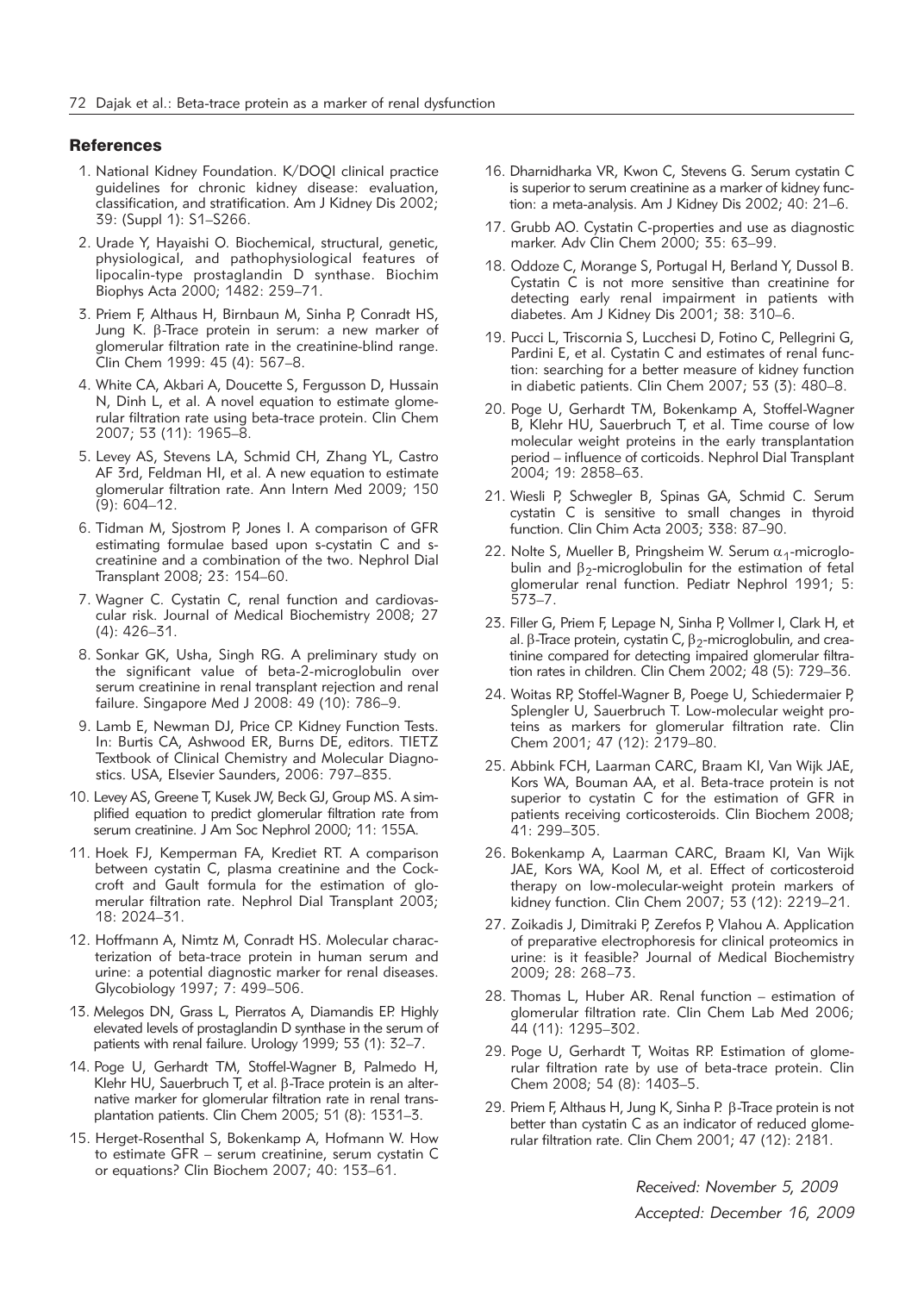## References

1. National Kidney Foundation. K/DOQI clinical practice guidelines for chronic kidney disease: evaluation, classification, and stratification. Am J Kidney Dis 2002; 39: (Suppl 1): S1–S266.
2. Urade Y, Hayaishi O. Biochemical, structural, genetic, physiological, and pathophysiological features of lipocalin-type prostaglandin D synthase. Biochim Biophys Acta 2000; 1482: 259–71.
3. Priem F, Althaus H, Birnbaun M, Sinha P, Conradt HS, Jung K. β-Trace protein in serum: a new marker of glomerular filtration rate in the creatinine-blind range. Clin Chem 1999: 45 (4): 567–8.
4. White CA, Akbari A, Doucette S, Fergusson D, Hussain N, Dinh L, et al. A novel equation to estimate glomerular filtration rate using beta-trace protein. Clin Chem 2007; 53 (11): 1965–8.
5. Levey AS, Stevens LA, Schmid CH, Zhang YL, Castro AF 3rd, Feldman HI, et al. A new equation to estimate glomerular filtration rate. Ann Intern Med 2009; 150 (9): 604–12.
6. Tidman M, Sjostrom P, Jones I. A comparison of GFR estimating formulae based upon s-cystatin C and s-creatinine and a combination of the two. Nephrol Dial Transplant 2008; 23: 154–60.
7. Wagner C. Cystatin C, renal function and cardiovascular risk. Journal of Medical Biochemistry 2008; 27 (4): 426–31.
8. Sonkar GK, Usha, Singh RG. A preliminary study on the significant value of beta-2-microglobulin over serum creatinine in renal transplant rejection and renal failure. Singapore Med J 2008: 49 (10): 786–9.
9. Lamb E, Newman DJ, Price CP. Kidney Function Tests. In: Burtis CA, Ashwood ER, Burns DE, editors. TIETZ Textbook of Clinical Chemistry and Molecular Diagnostics. USA, Elsevier Saunders, 2006: 797–835.
10. Levey AS, Greene T, Kusek JW, Beck GJ, Group MS. A simplified equation to predict glomerular filtration rate from serum creatinine. J Am Soc Nephrol 2000; 11: 155A.
11. Hoek FJ, Kemperman FA, Krediet RT. A comparison between cystatin C, plasma creatinine and the Cockcroft and Gault formula for the estimation of glomerular filtration rate. Nephrol Dial Transplant 2003; 18: 2024–31.
12. Hoffmann A, Nimtz M, Conradt HS. Molecular characterization of beta-trace protein in human serum and urine: a potential diagnostic marker for renal diseases. Glycobiology 1997; 7: 499–506.
13. Melegos DN, Grass L, Pierratos A, Diamandis EP. Highly elevated levels of prostaglandin D synthase in the serum of patients with renal failure. Urology 1999; 53 (1): 32–7.
14. Poge U, Gerhardt TM, Stoffel-Wagner B, Palmedo H, Klehr HU, Sauerbruch T, et al. β-Trace protein is an alternative marker for glomerular filtration rate in renal transplantation patients. Clin Chem 2005; 51 (8): 1531–3.
15. Herget-Rosenthal S, Bokenkamp A, Hofmann W. How to estimate GFR – serum creatinine, serum cystatin C or equations? Clin Biochem 2007; 40: 153–61.
16. Dharnidharka VR, Kwon C, Stevens G. Serum cystatin C is superior to serum creatinine as a marker of kidney function: a meta-analysis. Am J Kidney Dis 2002; 40: 21–6.
17. Grubb AO. Cystatin C-properties and use as diagnostic marker. Adv Clin Chem 2000; 35: 63–99.
18. Oddoze C, Morange S, Portugal H, Berland Y, Dussol B. Cystatin C is not more sensitive than creatinine for detecting early renal impairment in patients with diabetes. Am J Kidney Dis 2001; 38: 310–6.
19. Pucci L, Triscornia S, Lucchesi D, Fotino C, Pellegrini G, Pardini E, et al. Cystatin C and estimates of renal function: searching for a better measure of kidney function in diabetic patients. Clin Chem 2007; 53 (3): 480–8.
20. Poge U, Gerhardt TM, Bokenkamp A, Stoffel-Wagner B, Klehr HU, Sauerbruch T, et al. Time course of low molecular weight proteins in the early transplantation period – influence of corticoids. Nephrol Dial Transplant 2004; 19: 2858–63.
21. Wiesli P, Schwegler B, Spinas GA, Schmid C. Serum cystatin C is sensitive to small changes in thyroid function. Clin Chim Acta 2003; 338: 87–90.
22. Nolte S, Mueller B, Pringsheim W. Serum $\alpha_1$-microglobulin and $\beta_2$-microglobulin for the estimation of fetal glomerular renal function. Pediatr Nephrol 1991; 5: 573–7.
23. Filler G, Priem F, Lepage N, Sinha P, Vollmer I, Clark H, et al. β-Trace protein, cystatin C, $\beta_2$-microglobulin, and creatinine compared for detecting impaired glomerular filtration rates in children. Clin Chem 2002; 48 (5): 729–36.
24. Woitas RP, Stoffel-Wagner B, Poege U, Schiedermaier P, Splengler U, Sauerbruch T. Low-molecular weight proteins as markers for glomerular filtration rate. Clin Chem 2001; 47 (12): 2179–80.
25. Abbink FCH, Laarman CARC, Braam KI, Van Wijk JAE, Kors WA, Bouman AA, et al. Beta-trace protein is not superior to cystatin C for the estimation of GFR in patients receiving corticosteroids. Clin Biochem 2008; 41: 299–305.
26. Bokenkamp A, Laarman CARC, Braam KI, Van Wijk JAE, Kors WA, Kool M, et al. Effect of corticosteroid therapy on low-molecular-weight protein markers of kidney function. Clin Chem 2007; 53 (12): 2219–21.
27. Zoikadis J, Dimitraki P, Zerefos P, Vlahou A. Application of preparative electrophoresis for clinical proteomics in urine: is it feasible? Journal of Medical Biochemistry 2009; 28: 268–73.
28. Thomas L, Huber AR. Renal function – estimation of glomerular filtration rate. Clin Chem Lab Med 2006; 44 (11): 1295–302.
29. Poge U, Gerhardt T, Woitas RP. Estimation of glomerular filtration rate by use of beta-trace protein. Clin Chem 2008; 54 (8): 1403–5.
29. Priem F, Althaus H, Jung K, Sinha P. β-Trace protein is not better than cystatin C as an indicator of reduced glomerular filtration rate. Clin Chem 2001; 47 (12): 2181.

*Received: November 5, 2009*

*Accepted: December 16, 2009*